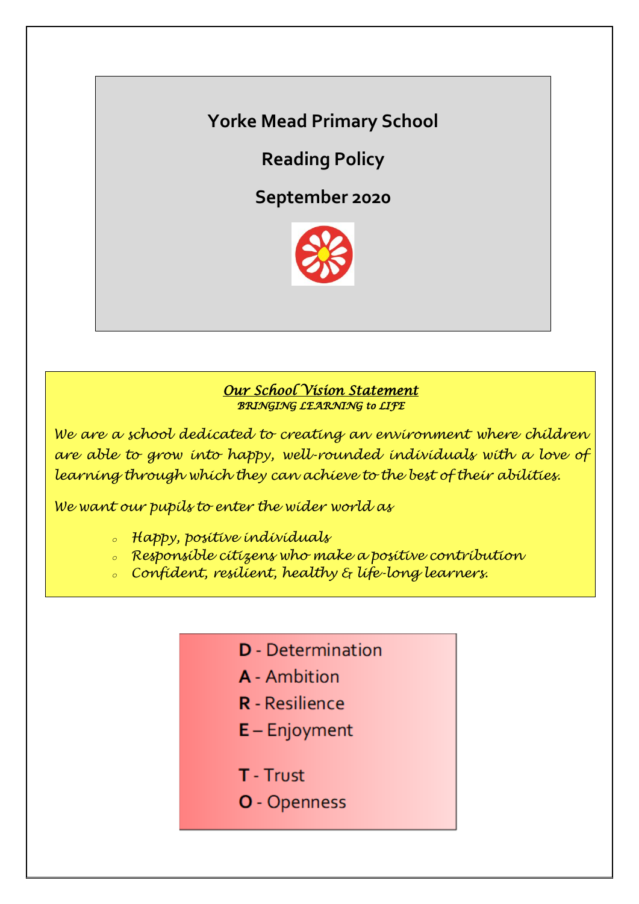# Yorke Mead Primary School

## Reading Policy

## September 2020

***Our School Vision Statement***
*BRINGING LEARNING to LIFE*

*We are a school dedicated to creating an environment where children are able to grow into happy, well-rounded individuals with a love of learning through which they can achieve to the best of their abilities.*

*We want our pupils to enter the wider world as*

- *Happy, positive individuals*
- *Responsible citizens who make a positive contribution*
- *Confident, resilient, healthy & life-long learners.*

**D** - Determination
**A** - Ambition
**R** - Resilience
**E** – Enjoyment

**T** - Trust
**O** - Openness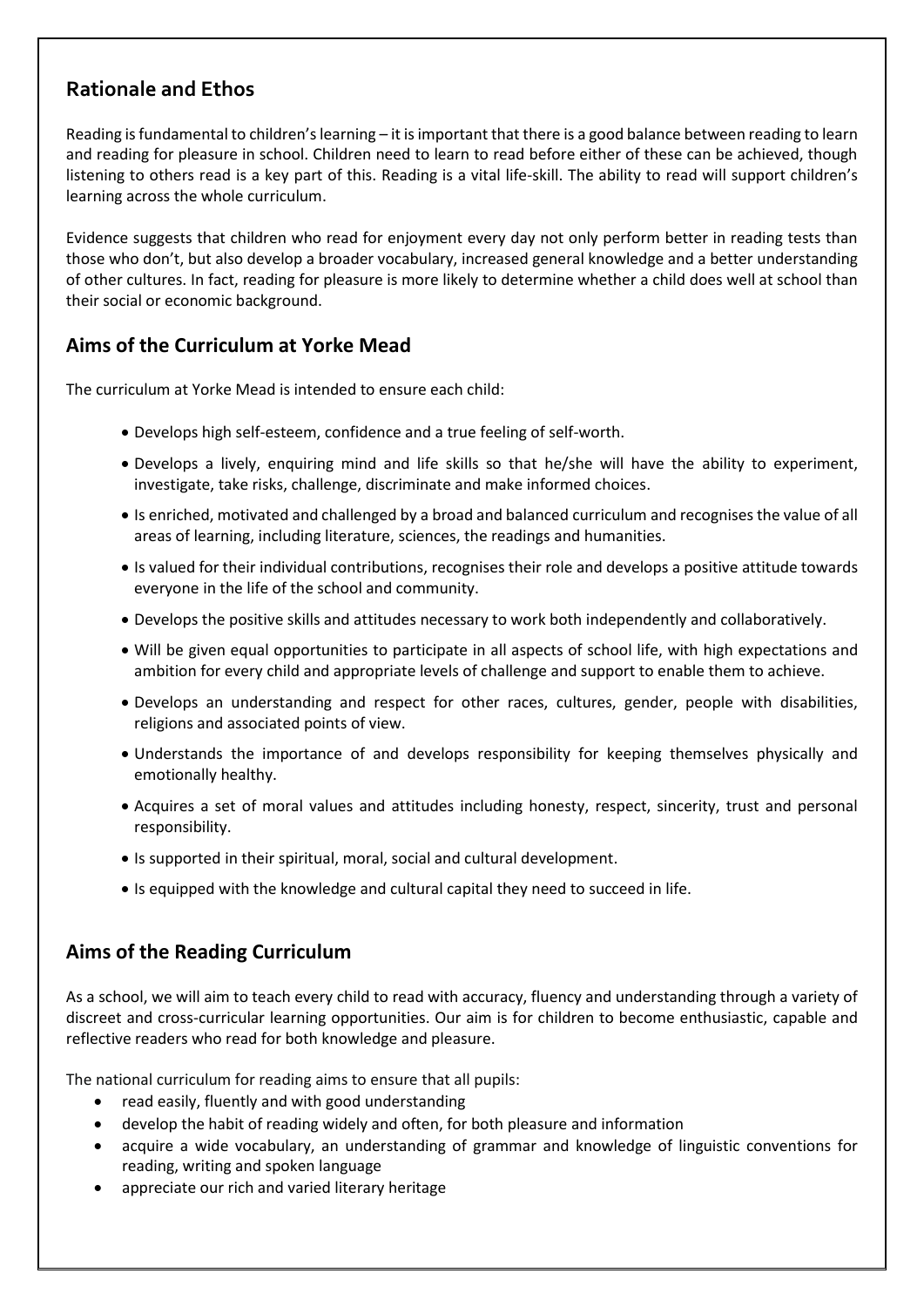## Rationale and Ethos

Reading is fundamental to children's learning – it is important that there is a good balance between reading to learn and reading for pleasure in school. Children need to learn to read before either of these can be achieved, though listening to others read is a key part of this. Reading is a vital life-skill. The ability to read will support children's learning across the whole curriculum.

Evidence suggests that children who read for enjoyment every day not only perform better in reading tests than those who don't, but also develop a broader vocabulary, increased general knowledge and a better understanding of other cultures. In fact, reading for pleasure is more likely to determine whether a child does well at school than their social or economic background.

## Aims of the Curriculum at Yorke Mead

The curriculum at Yorke Mead is intended to ensure each child:

- Develops high self-esteem, confidence and a true feeling of self-worth.
- Develops a lively, enquiring mind and life skills so that he/she will have the ability to experiment, investigate, take risks, challenge, discriminate and make informed choices.
- Is enriched, motivated and challenged by a broad and balanced curriculum and recognises the value of all areas of learning, including literature, sciences, the readings and humanities.
- Is valued for their individual contributions, recognises their role and develops a positive attitude towards everyone in the life of the school and community.
- Develops the positive skills and attitudes necessary to work both independently and collaboratively.
- Will be given equal opportunities to participate in all aspects of school life, with high expectations and ambition for every child and appropriate levels of challenge and support to enable them to achieve.
- Develops an understanding and respect for other races, cultures, gender, people with disabilities, religions and associated points of view.
- Understands the importance of and develops responsibility for keeping themselves physically and emotionally healthy.
- Acquires a set of moral values and attitudes including honesty, respect, sincerity, trust and personal responsibility.
- Is supported in their spiritual, moral, social and cultural development.
- Is equipped with the knowledge and cultural capital they need to succeed in life.

## Aims of the Reading Curriculum

As a school, we will aim to teach every child to read with accuracy, fluency and understanding through a variety of discreet and cross-curricular learning opportunities. Our aim is for children to become enthusiastic, capable and reflective readers who read for both knowledge and pleasure.

The national curriculum for reading aims to ensure that all pupils:

- read easily, fluently and with good understanding
- develop the habit of reading widely and often, for both pleasure and information
- acquire a wide vocabulary, an understanding of grammar and knowledge of linguistic conventions for reading, writing and spoken language
- appreciate our rich and varied literary heritage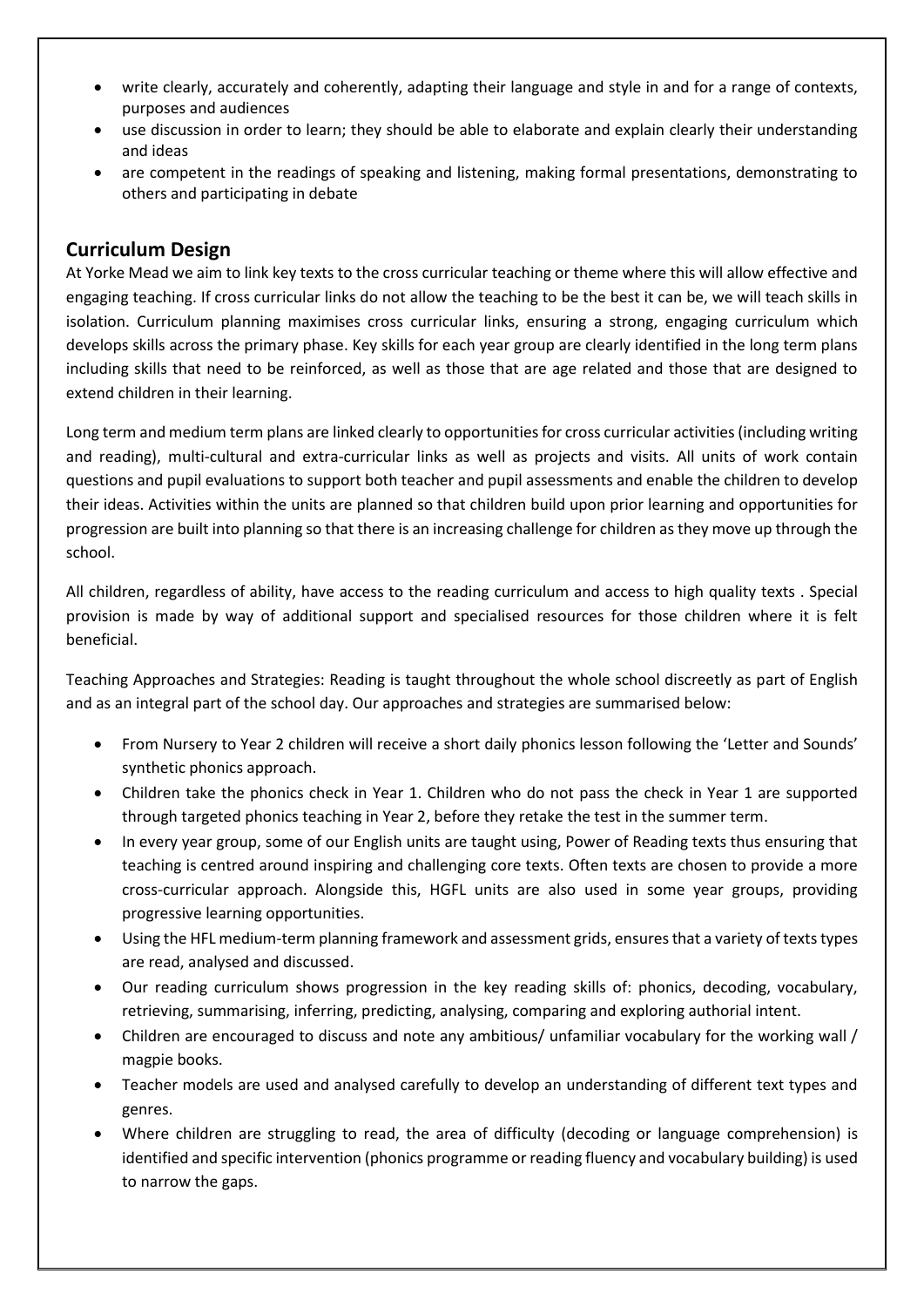- write clearly, accurately and coherently, adapting their language and style in and for a range of contexts, purposes and audiences
- use discussion in order to learn; they should be able to elaborate and explain clearly their understanding and ideas
- are competent in the readings of speaking and listening, making formal presentations, demonstrating to others and participating in debate

## Curriculum Design

At Yorke Mead we aim to link key texts to the cross curricular teaching or theme where this will allow effective and engaging teaching. If cross curricular links do not allow the teaching to be the best it can be, we will teach skills in isolation. Curriculum planning maximises cross curricular links, ensuring a strong, engaging curriculum which develops skills across the primary phase. Key skills for each year group are clearly identified in the long term plans including skills that need to be reinforced, as well as those that are age related and those that are designed to extend children in their learning.

Long term and medium term plans are linked clearly to opportunities for cross curricular activities (including writing and reading), multi-cultural and extra-curricular links as well as projects and visits. All units of work contain questions and pupil evaluations to support both teacher and pupil assessments and enable the children to develop their ideas. Activities within the units are planned so that children build upon prior learning and opportunities for progression are built into planning so that there is an increasing challenge for children as they move up through the school.

All children, regardless of ability, have access to the reading curriculum and access to high quality texts . Special provision is made by way of additional support and specialised resources for those children where it is felt beneficial.

Teaching Approaches and Strategies: Reading is taught throughout the whole school discreetly as part of English and as an integral part of the school day. Our approaches and strategies are summarised below:

- From Nursery to Year 2 children will receive a short daily phonics lesson following the 'Letter and Sounds' synthetic phonics approach.
- Children take the phonics check in Year 1. Children who do not pass the check in Year 1 are supported through targeted phonics teaching in Year 2, before they retake the test in the summer term.
- In every year group, some of our English units are taught using, Power of Reading texts thus ensuring that teaching is centred around inspiring and challenging core texts. Often texts are chosen to provide a more cross-curricular approach. Alongside this, HGFL units are also used in some year groups, providing progressive learning opportunities.
- Using the HFL medium-term planning framework and assessment grids, ensures that a variety of texts types are read, analysed and discussed.
- Our reading curriculum shows progression in the key reading skills of: phonics, decoding, vocabulary, retrieving, summarising, inferring, predicting, analysing, comparing and exploring authorial intent.
- Children are encouraged to discuss and note any ambitious/ unfamiliar vocabulary for the working wall / magpie books.
- Teacher models are used and analysed carefully to develop an understanding of different text types and genres.
- Where children are struggling to read, the area of difficulty (decoding or language comprehension) is identified and specific intervention (phonics programme or reading fluency and vocabulary building) is used to narrow the gaps.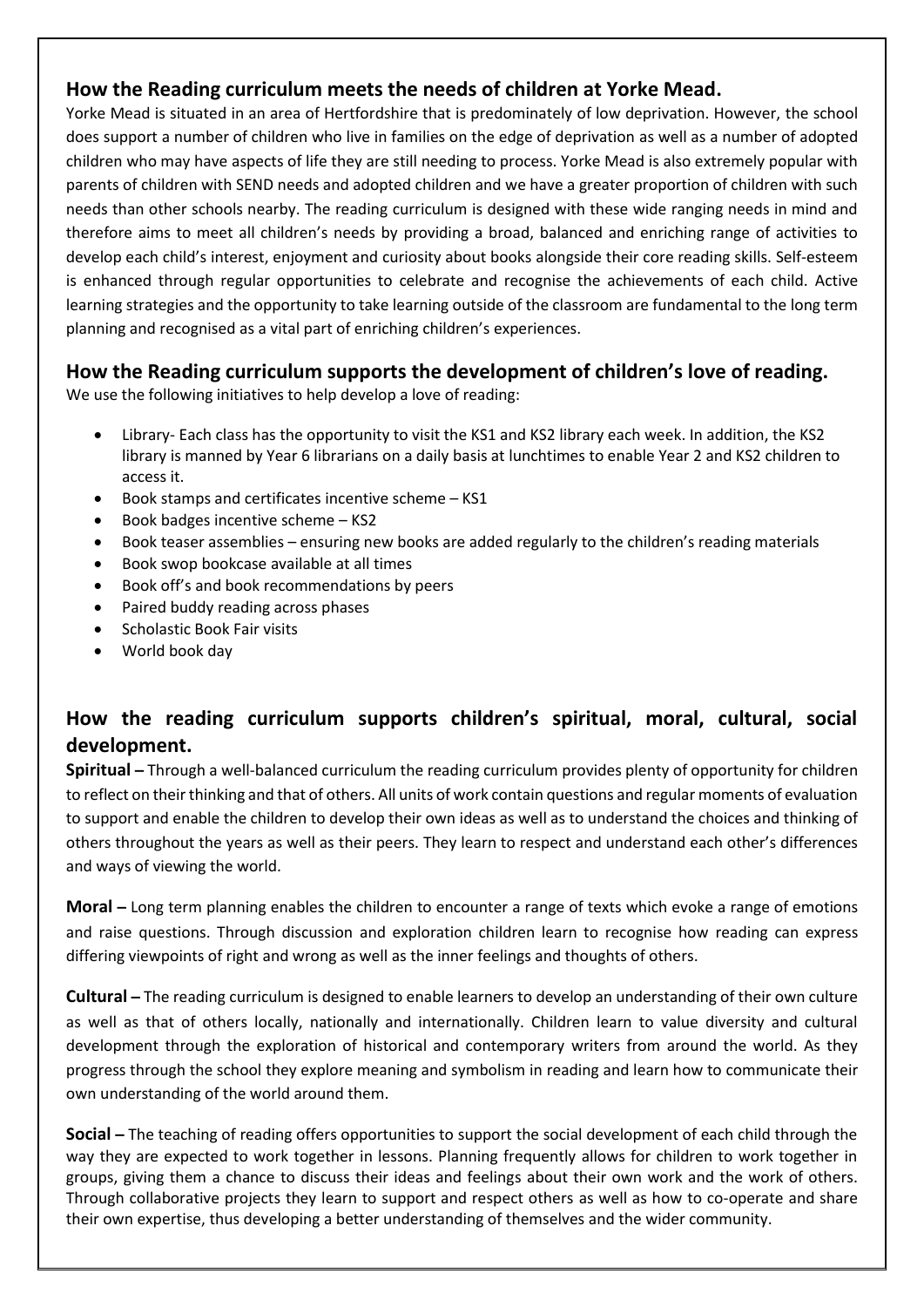## How the Reading curriculum meets the needs of children at Yorke Mead.

Yorke Mead is situated in an area of Hertfordshire that is predominately of low deprivation. However, the school does support a number of children who live in families on the edge of deprivation as well as a number of adopted children who may have aspects of life they are still needing to process. Yorke Mead is also extremely popular with parents of children with SEND needs and adopted children and we have a greater proportion of children with such needs than other schools nearby. The reading curriculum is designed with these wide ranging needs in mind and therefore aims to meet all children's needs by providing a broad, balanced and enriching range of activities to develop each child's interest, enjoyment and curiosity about books alongside their core reading skills. Self-esteem is enhanced through regular opportunities to celebrate and recognise the achievements of each child. Active learning strategies and the opportunity to take learning outside of the classroom are fundamental to the long term planning and recognised as a vital part of enriching children's experiences.

## How the Reading curriculum supports the development of children's love of reading.

We use the following initiatives to help develop a love of reading:

- Library- Each class has the opportunity to visit the KS1 and KS2 library each week. In addition, the KS2 library is manned by Year 6 librarians on a daily basis at lunchtimes to enable Year 2 and KS2 children to access it.
- Book stamps and certificates incentive scheme – KS1
- Book badges incentive scheme – KS2
- Book teaser assemblies – ensuring new books are added regularly to the children's reading materials
- Book swop bookcase available at all times
- Book off's and book recommendations by peers
- Paired buddy reading across phases
- Scholastic Book Fair visits
- World book day

## How the reading curriculum supports children's spiritual, moral, cultural, social development.

**Spiritual –** Through a well-balanced curriculum the reading curriculum provides plenty of opportunity for children to reflect on their thinking and that of others. All units of work contain questions and regular moments of evaluation to support and enable the children to develop their own ideas as well as to understand the choices and thinking of others throughout the years as well as their peers. They learn to respect and understand each other's differences and ways of viewing the world.

**Moral –** Long term planning enables the children to encounter a range of texts which evoke a range of emotions and raise questions. Through discussion and exploration children learn to recognise how reading can express differing viewpoints of right and wrong as well as the inner feelings and thoughts of others.

**Cultural –** The reading curriculum is designed to enable learners to develop an understanding of their own culture as well as that of others locally, nationally and internationally. Children learn to value diversity and cultural development through the exploration of historical and contemporary writers from around the world. As they progress through the school they explore meaning and symbolism in reading and learn how to communicate their own understanding of the world around them.

**Social –** The teaching of reading offers opportunities to support the social development of each child through the way they are expected to work together in lessons. Planning frequently allows for children to work together in groups, giving them a chance to discuss their ideas and feelings about their own work and the work of others. Through collaborative projects they learn to support and respect others as well as how to co-operate and share their own expertise, thus developing a better understanding of themselves and the wider community.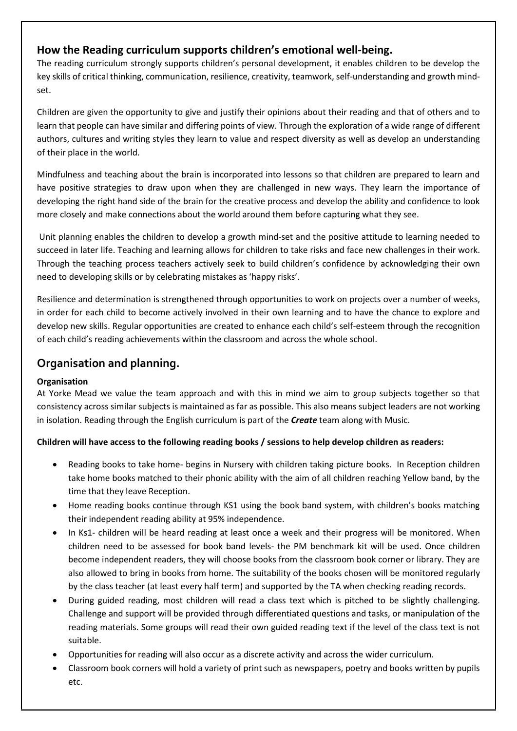## How the Reading curriculum supports children's emotional well-being.

The reading curriculum strongly supports children's personal development, it enables children to be develop the key skills of critical thinking, communication, resilience, creativity, teamwork, self-understanding and growth mind-set.

Children are given the opportunity to give and justify their opinions about their reading and that of others and to learn that people can have similar and differing points of view. Through the exploration of a wide range of different authors, cultures and writing styles they learn to value and respect diversity as well as develop an understanding of their place in the world.

Mindfulness and teaching about the brain is incorporated into lessons so that children are prepared to learn and have positive strategies to draw upon when they are challenged in new ways. They learn the importance of developing the right hand side of the brain for the creative process and develop the ability and confidence to look more closely and make connections about the world around them before capturing what they see.

Unit planning enables the children to develop a growth mind-set and the positive attitude to learning needed to succeed in later life. Teaching and learning allows for children to take risks and face new challenges in their work. Through the teaching process teachers actively seek to build children's confidence by acknowledging their own need to developing skills or by celebrating mistakes as 'happy risks'.

Resilience and determination is strengthened through opportunities to work on projects over a number of weeks, in order for each child to become actively involved in their own learning and to have the chance to explore and develop new skills. Regular opportunities are created to enhance each child's self-esteem through the recognition of each child's reading achievements within the classroom and across the whole school.

## Organisation and planning.

**Organisation**

At Yorke Mead we value the team approach and with this in mind we aim to group subjects together so that consistency across similar subjects is maintained as far as possible. This also means subject leaders are not working in isolation. Reading through the English curriculum is part of the ***Create*** team along with Music.

**Children will have access to the following reading books / sessions to help develop children as readers:**

- Reading books to take home- begins in Nursery with children taking picture books. In Reception children take home books matched to their phonic ability with the aim of all children reaching Yellow band, by the time that they leave Reception.
- Home reading books continue through KS1 using the book band system, with children's books matching their independent reading ability at 95% independence.
- In Ks1- children will be heard reading at least once a week and their progress will be monitored. When children need to be assessed for book band levels- the PM benchmark kit will be used. Once children become independent readers, they will choose books from the classroom book corner or library. They are also allowed to bring in books from home. The suitability of the books chosen will be monitored regularly by the class teacher (at least every half term) and supported by the TA when checking reading records.
- During guided reading, most children will read a class text which is pitched to be slightly challenging. Challenge and support will be provided through differentiated questions and tasks, or manipulation of the reading materials. Some groups will read their own guided reading text if the level of the class text is not suitable.
- Opportunities for reading will also occur as a discrete activity and across the wider curriculum.
- Classroom book corners will hold a variety of print such as newspapers, poetry and books written by pupils etc.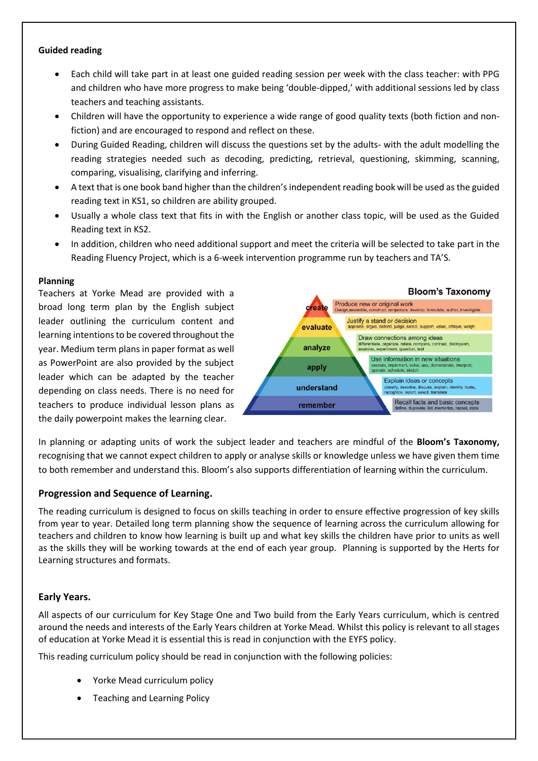**Guided reading**

- Each child will take part in at least one guided reading session per week with the class teacher: with PPG and children who have more progress to make being 'double-dipped,' with additional sessions led by class teachers and teaching assistants.
- Children will have the opportunity to experience a wide range of good quality texts (both fiction and non-fiction) and are encouraged to respond and reflect on these.
- During Guided Reading, children will discuss the questions set by the adults- with the adult modelling the reading strategies needed such as decoding, predicting, retrieval, questioning, skimming, scanning, comparing, visualising, clarifying and inferring.
- A text that is one book band higher than the children's independent reading book will be used as the guided reading text in KS1, so children are ability grouped.
- Usually a whole class text that fits in with the English or another class topic, will be used as the Guided Reading text in KS2.
- In addition, children who need additional support and meet the criteria will be selected to take part in the Reading Fluency Project, which is a 6-week intervention programme run by teachers and TA'S.

**Planning**

Teachers at Yorke Mead are provided with a broad long term plan by the English subject leader outlining the curriculum content and learning intentions to be covered throughout the year. Medium term plans in paper format as well as PowerPoint are also provided by the subject leader which can be adapted by the teacher depending on class needs. There is no need for teachers to produce individual lesson plans as the daily powerpoint makes the learning clear.

**Bloom's Taxonomy**

- **create** – Produce new or original work: Design, assemble, construct, conjecture, develop, formulate, author, investigate
- **evaluate** – Justify a stand or decision: appraise, argue, defend, judge, select, support, value, critique, weigh
- **analyze** – Draw connections among ideas: differentiate, organize, relate, compare, contrast, distinguish, examine, experiment, question, test
- **apply** – Use information in new situations: execute, implement, solve, use, demonstrate, interpret, operate, schedule, sketch
- **understand** – Explain ideas or concepts: classify, describe, discuss, explain, identify, locate, recognize, report, select, translate
- **remember** – Recall facts and basic concepts: define, duplicate, list, memorize, repeat, state

In planning or adapting units of work the subject leader and teachers are mindful of the **Bloom's Taxonomy,** recognising that we cannot expect children to apply or analyse skills or knowledge unless we have given them time to both remember and understand this. Bloom's also supports differentiation of learning within the curriculum.

## Progression and Sequence of Learning.

The reading curriculum is designed to focus on skills teaching in order to ensure effective progression of key skills from year to year. Detailed long term planning show the sequence of learning across the curriculum allowing for teachers and children to know how learning is built up and what key skills the children have prior to units as well as the skills they will be working towards at the end of each year group. Planning is supported by the Herts for Learning structures and formats.

## Early Years.

All aspects of our curriculum for Key Stage One and Two build from the Early Years curriculum, which is centred around the needs and interests of the Early Years children at Yorke Mead. Whilst this policy is relevant to all stages of education at Yorke Mead it is essential this is read in conjunction with the EYFS policy.

This reading curriculum policy should be read in conjunction with the following policies:

- Yorke Mead curriculum policy
- Teaching and Learning Policy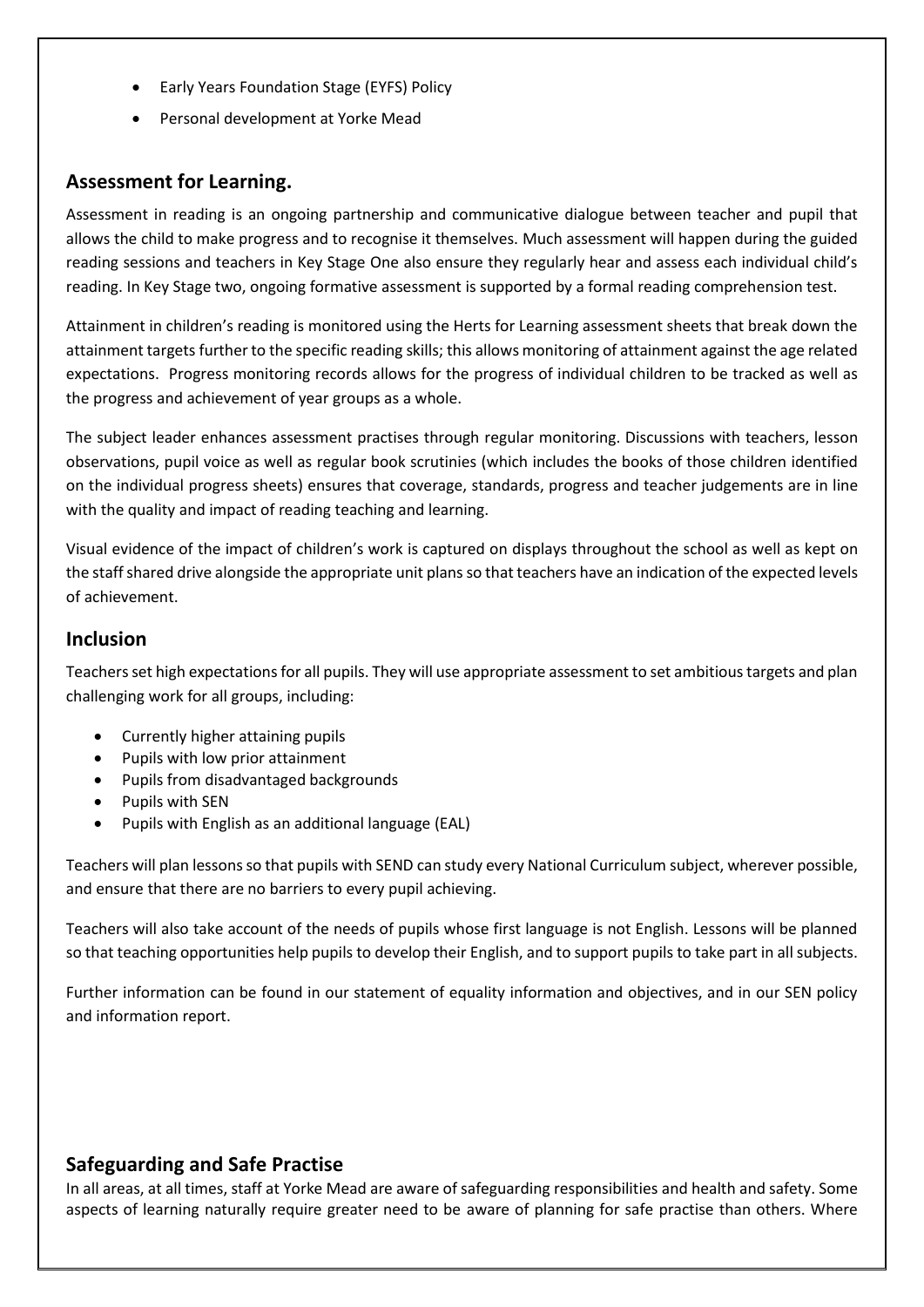- Early Years Foundation Stage (EYFS) Policy
- Personal development at Yorke Mead

## Assessment for Learning.

Assessment in reading is an ongoing partnership and communicative dialogue between teacher and pupil that allows the child to make progress and to recognise it themselves. Much assessment will happen during the guided reading sessions and teachers in Key Stage One also ensure they regularly hear and assess each individual child's reading. In Key Stage two, ongoing formative assessment is supported by a formal reading comprehension test.

Attainment in children's reading is monitored using the Herts for Learning assessment sheets that break down the attainment targets further to the specific reading skills; this allows monitoring of attainment against the age related expectations. Progress monitoring records allows for the progress of individual children to be tracked as well as the progress and achievement of year groups as a whole.

The subject leader enhances assessment practises through regular monitoring. Discussions with teachers, lesson observations, pupil voice as well as regular book scrutinies (which includes the books of those children identified on the individual progress sheets) ensures that coverage, standards, progress and teacher judgements are in line with the quality and impact of reading teaching and learning.

Visual evidence of the impact of children's work is captured on displays throughout the school as well as kept on the staff shared drive alongside the appropriate unit plans so that teachers have an indication of the expected levels of achievement.

## Inclusion

Teachers set high expectations for all pupils. They will use appropriate assessment to set ambitious targets and plan challenging work for all groups, including:

- Currently higher attaining pupils
- Pupils with low prior attainment
- Pupils from disadvantaged backgrounds
- Pupils with SEN
- Pupils with English as an additional language (EAL)

Teachers will plan lessons so that pupils with SEND can study every National Curriculum subject, wherever possible, and ensure that there are no barriers to every pupil achieving.

Teachers will also take account of the needs of pupils whose first language is not English. Lessons will be planned so that teaching opportunities help pupils to develop their English, and to support pupils to take part in all subjects.

Further information can be found in our statement of equality information and objectives, and in our SEN policy and information report.

## Safeguarding and Safe Practise

In all areas, at all times, staff at Yorke Mead are aware of safeguarding responsibilities and health and safety. Some aspects of learning naturally require greater need to be aware of planning for safe practise than others. Where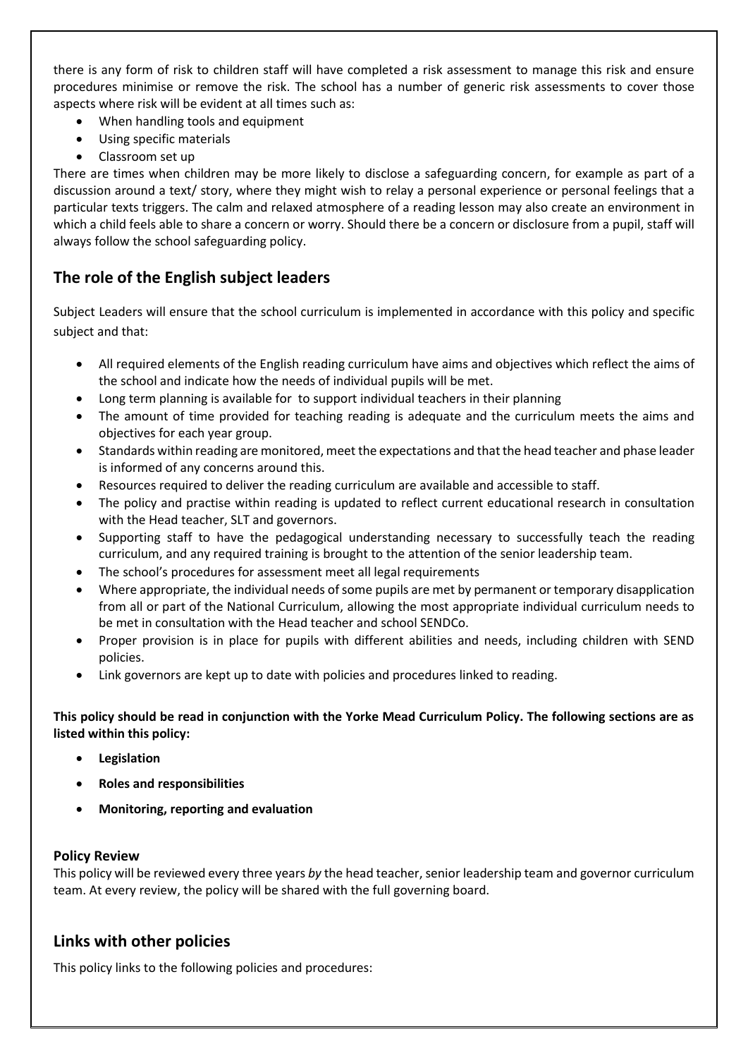there is any form of risk to children staff will have completed a risk assessment to manage this risk and ensure procedures minimise or remove the risk. The school has a number of generic risk assessments to cover those aspects where risk will be evident at all times such as:

- When handling tools and equipment
- Using specific materials
- Classroom set up

There are times when children may be more likely to disclose a safeguarding concern, for example as part of a discussion around a text/ story, where they might wish to relay a personal experience or personal feelings that a particular texts triggers. The calm and relaxed atmosphere of a reading lesson may also create an environment in which a child feels able to share a concern or worry. Should there be a concern or disclosure from a pupil, staff will always follow the school safeguarding policy.

## The role of the English subject leaders

Subject Leaders will ensure that the school curriculum is implemented in accordance with this policy and specific subject and that:

- All required elements of the English reading curriculum have aims and objectives which reflect the aims of the school and indicate how the needs of individual pupils will be met.
- Long term planning is available for to support individual teachers in their planning
- The amount of time provided for teaching reading is adequate and the curriculum meets the aims and objectives for each year group.
- Standards within reading are monitored, meet the expectations and that the head teacher and phase leader is informed of any concerns around this.
- Resources required to deliver the reading curriculum are available and accessible to staff.
- The policy and practise within reading is updated to reflect current educational research in consultation with the Head teacher, SLT and governors.
- Supporting staff to have the pedagogical understanding necessary to successfully teach the reading curriculum, and any required training is brought to the attention of the senior leadership team.
- The school's procedures for assessment meet all legal requirements
- Where appropriate, the individual needs of some pupils are met by permanent or temporary disapplication from all or part of the National Curriculum, allowing the most appropriate individual curriculum needs to be met in consultation with the Head teacher and school SENDCo.
- Proper provision is in place for pupils with different abilities and needs, including children with SEND policies.
- Link governors are kept up to date with policies and procedures linked to reading.

**This policy should be read in conjunction with the Yorke Mead Curriculum Policy. The following sections are as listed within this policy:**

- **Legislation**
- **Roles and responsibilities**
- **Monitoring, reporting and evaluation**

### Policy Review

This policy will be reviewed every three years *by* the head teacher, senior leadership team and governor curriculum team. At every review, the policy will be shared with the full governing board.

## Links with other policies

This policy links to the following policies and procedures: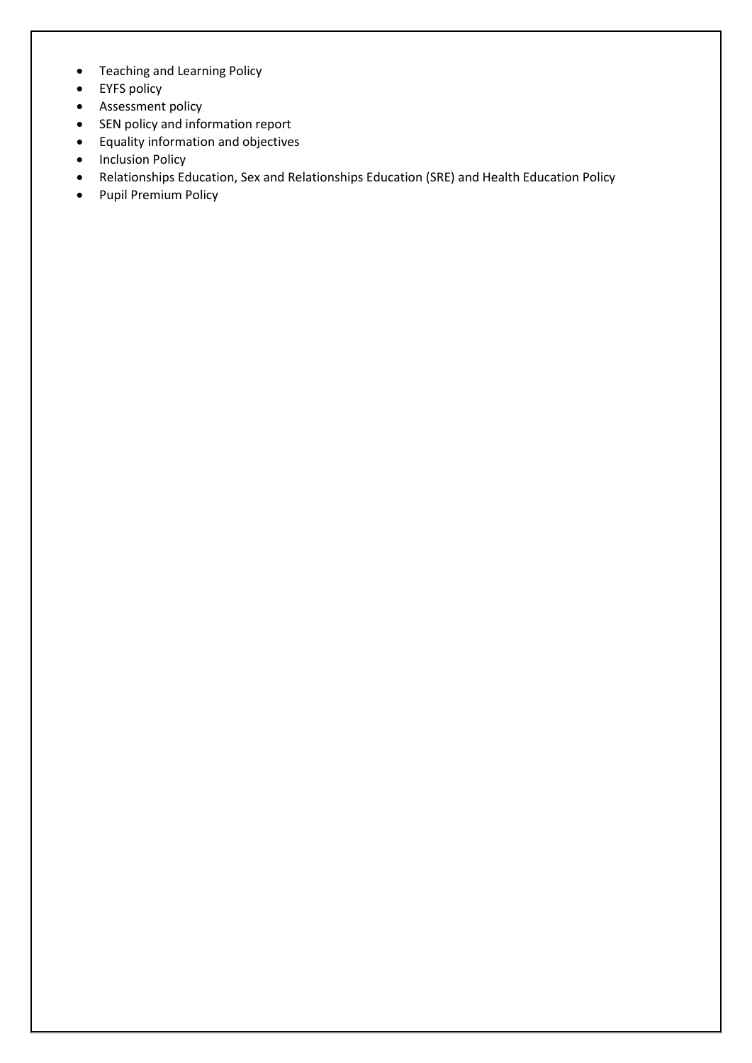- Teaching and Learning Policy
- EYFS policy
- Assessment policy
- SEN policy and information report
- Equality information and objectives
- Inclusion Policy
- Relationships Education, Sex and Relationships Education (SRE) and Health Education Policy
- Pupil Premium Policy